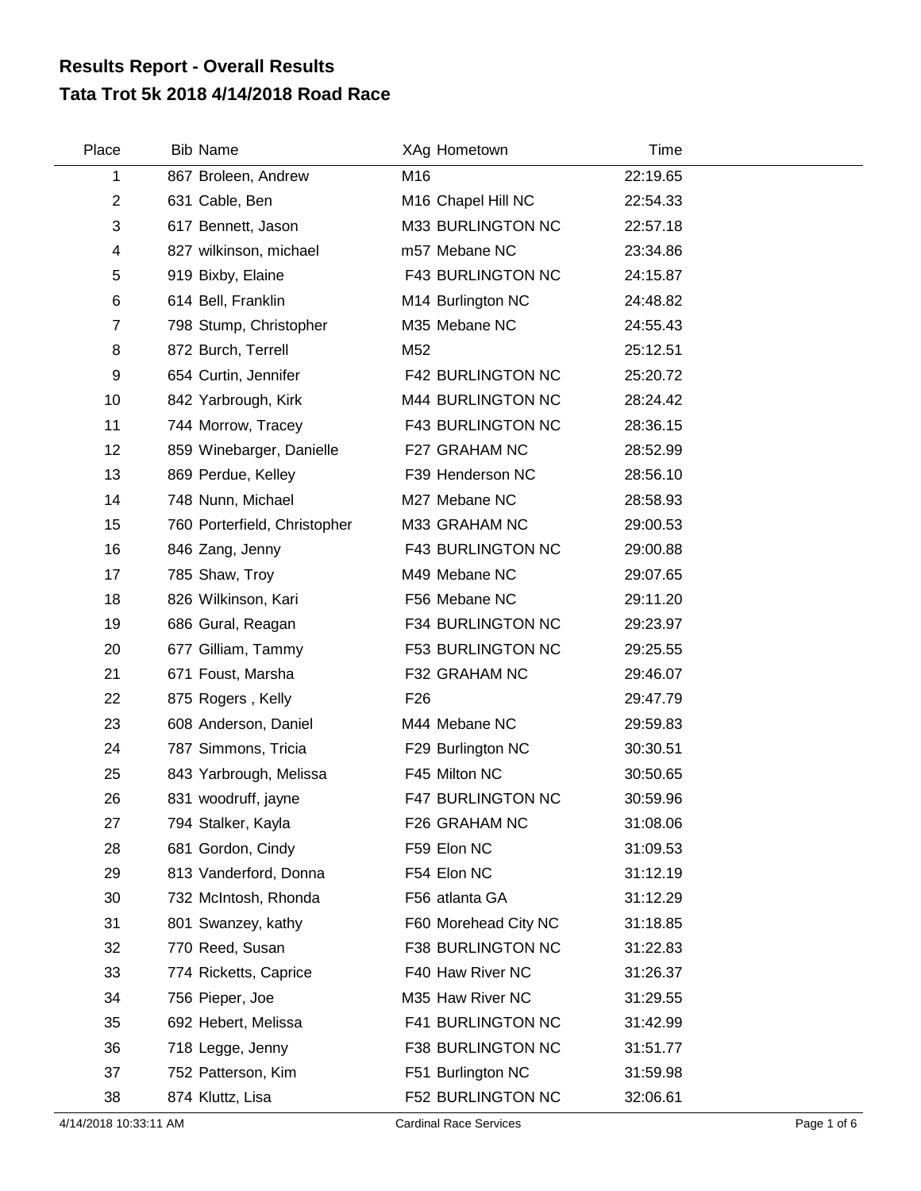# Results Report - Overall Results
## Tata Trot 5k 2018 4/14/2018 Road Race

| Place | Bib | Name | XAg | Hometown | Time |
|---|---|---|---|---|---|
| 1 | 867 | Broleen, Andrew | M16 | | 22:19.65 |
| 2 | 631 | Cable, Ben | M16 | Chapel Hill NC | 22:54.33 |
| 3 | 617 | Bennett, Jason | M33 | BURLINGTON NC | 22:57.18 |
| 4 | 827 | wilkinson, michael | m57 | Mebane NC | 23:34.86 |
| 5 | 919 | Bixby, Elaine | F43 | BURLINGTON NC | 24:15.87 |
| 6 | 614 | Bell, Franklin | M14 | Burlington NC | 24:48.82 |
| 7 | 798 | Stump, Christopher | M35 | Mebane NC | 24:55.43 |
| 8 | 872 | Burch, Terrell | M52 | | 25:12.51 |
| 9 | 654 | Curtin, Jennifer | F42 | BURLINGTON NC | 25:20.72 |
| 10 | 842 | Yarbrough, Kirk | M44 | BURLINGTON NC | 28:24.42 |
| 11 | 744 | Morrow, Tracey | F43 | BURLINGTON NC | 28:36.15 |
| 12 | 859 | Winebarger, Danielle | F27 | GRAHAM NC | 28:52.99 |
| 13 | 869 | Perdue, Kelley | F39 | Henderson NC | 28:56.10 |
| 14 | 748 | Nunn, Michael | M27 | Mebane NC | 28:58.93 |
| 15 | 760 | Porterfield, Christopher | M33 | GRAHAM NC | 29:00.53 |
| 16 | 846 | Zang, Jenny | F43 | BURLINGTON NC | 29:00.88 |
| 17 | 785 | Shaw, Troy | M49 | Mebane NC | 29:07.65 |
| 18 | 826 | Wilkinson, Kari | F56 | Mebane NC | 29:11.20 |
| 19 | 686 | Gural, Reagan | F34 | BURLINGTON NC | 29:23.97 |
| 20 | 677 | Gilliam, Tammy | F53 | BURLINGTON NC | 29:25.55 |
| 21 | 671 | Foust, Marsha | F32 | GRAHAM NC | 29:46.07 |
| 22 | 875 | Rogers , Kelly | F26 | | 29:47.79 |
| 23 | 608 | Anderson, Daniel | M44 | Mebane NC | 29:59.83 |
| 24 | 787 | Simmons, Tricia | F29 | Burlington NC | 30:30.51 |
| 25 | 843 | Yarbrough, Melissa | F45 | Milton NC | 30:50.65 |
| 26 | 831 | woodruff, jayne | F47 | BURLINGTON NC | 30:59.96 |
| 27 | 794 | Stalker, Kayla | F26 | GRAHAM NC | 31:08.06 |
| 28 | 681 | Gordon, Cindy | F59 | Elon NC | 31:09.53 |
| 29 | 813 | Vanderford, Donna | F54 | Elon NC | 31:12.19 |
| 30 | 732 | McIntosh, Rhonda | F56 | atlanta GA | 31:12.29 |
| 31 | 801 | Swanzey, kathy | F60 | Morehead City NC | 31:18.85 |
| 32 | 770 | Reed, Susan | F38 | BURLINGTON NC | 31:22.83 |
| 33 | 774 | Ricketts, Caprice | F40 | Haw River NC | 31:26.37 |
| 34 | 756 | Pieper, Joe | M35 | Haw River NC | 31:29.55 |
| 35 | 692 | Hebert, Melissa | F41 | BURLINGTON NC | 31:42.99 |
| 36 | 718 | Legge, Jenny | F38 | BURLINGTON NC | 31:51.77 |
| 37 | 752 | Patterson, Kim | F51 | Burlington NC | 31:59.98 |
| 38 | 874 | Kluttz, Lisa | F52 | BURLINGTON NC | 32:06.61 |

4/14/2018 10:33:11 AM Cardinal Race Services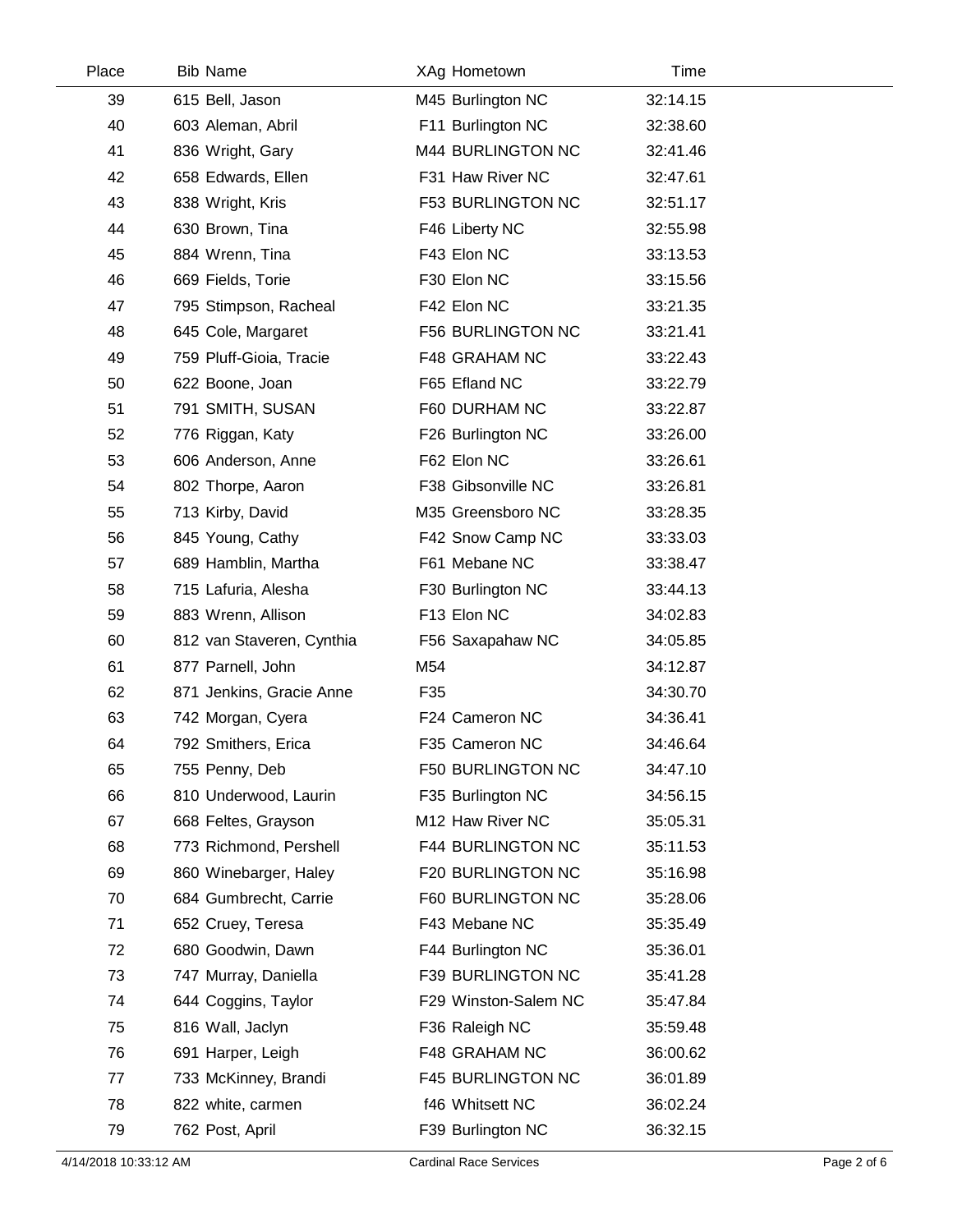| Place | Bib | Name | XAg | Hometown | Time |
|---|---|---|---|---|---|
| 39 | 615 | Bell, Jason | M45 | Burlington NC | 32:14.15 |
| 40 | 603 | Aleman, Abril | F11 | Burlington NC | 32:38.60 |
| 41 | 836 | Wright, Gary | M44 | BURLINGTON NC | 32:41.46 |
| 42 | 658 | Edwards, Ellen | F31 | Haw River NC | 32:47.61 |
| 43 | 838 | Wright, Kris | F53 | BURLINGTON NC | 32:51.17 |
| 44 | 630 | Brown, Tina | F46 | Liberty NC | 32:55.98 |
| 45 | 884 | Wrenn, Tina | F43 | Elon NC | 33:13.53 |
| 46 | 669 | Fields, Torie | F30 | Elon NC | 33:15.56 |
| 47 | 795 | Stimpson, Racheal | F42 | Elon NC | 33:21.35 |
| 48 | 645 | Cole, Margaret | F56 | BURLINGTON NC | 33:21.41 |
| 49 | 759 | Pluff-Gioia, Tracie | F48 | GRAHAM NC | 33:22.43 |
| 50 | 622 | Boone, Joan | F65 | Efland NC | 33:22.79 |
| 51 | 791 | SMITH, SUSAN | F60 | DURHAM NC | 33:22.87 |
| 52 | 776 | Riggan, Katy | F26 | Burlington NC | 33:26.00 |
| 53 | 606 | Anderson, Anne | F62 | Elon NC | 33:26.61 |
| 54 | 802 | Thorpe, Aaron | F38 | Gibsonville NC | 33:26.81 |
| 55 | 713 | Kirby, David | M35 | Greensboro NC | 33:28.35 |
| 56 | 845 | Young, Cathy | F42 | Snow Camp NC | 33:33.03 |
| 57 | 689 | Hamblin, Martha | F61 | Mebane NC | 33:38.47 |
| 58 | 715 | Lafuria, Alesha | F30 | Burlington NC | 33:44.13 |
| 59 | 883 | Wrenn, Allison | F13 | Elon NC | 34:02.83 |
| 60 | 812 | van Staveren, Cynthia | F56 | Saxapahaw NC | 34:05.85 |
| 61 | 877 | Parnell, John | M54 | | 34:12.87 |
| 62 | 871 | Jenkins, Gracie Anne | F35 | | 34:30.70 |
| 63 | 742 | Morgan, Cyera | F24 | Cameron NC | 34:36.41 |
| 64 | 792 | Smithers, Erica | F35 | Cameron NC | 34:46.64 |
| 65 | 755 | Penny, Deb | F50 | BURLINGTON NC | 34:47.10 |
| 66 | 810 | Underwood, Laurin | F35 | Burlington NC | 34:56.15 |
| 67 | 668 | Feltes, Grayson | M12 | Haw River NC | 35:05.31 |
| 68 | 773 | Richmond, Pershell | F44 | BURLINGTON NC | 35:11.53 |
| 69 | 860 | Winebarger, Haley | F20 | BURLINGTON NC | 35:16.98 |
| 70 | 684 | Gumbrecht, Carrie | F60 | BURLINGTON NC | 35:28.06 |
| 71 | 652 | Cruey, Teresa | F43 | Mebane NC | 35:35.49 |
| 72 | 680 | Goodwin, Dawn | F44 | Burlington NC | 35:36.01 |
| 73 | 747 | Murray, Daniella | F39 | BURLINGTON NC | 35:41.28 |
| 74 | 644 | Coggins, Taylor | F29 | Winston-Salem NC | 35:47.84 |
| 75 | 816 | Wall, Jaclyn | F36 | Raleigh NC | 35:59.48 |
| 76 | 691 | Harper, Leigh | F48 | GRAHAM NC | 36:00.62 |
| 77 | 733 | McKinney, Brandi | F45 | BURLINGTON NC | 36:01.89 |
| 78 | 822 | white, carmen | f46 | Whitsett NC | 36:02.24 |
| 79 | 762 | Post, April | F39 | Burlington NC | 36:32.15 |

4/14/2018 10:33:12 AM — Cardinal Race Services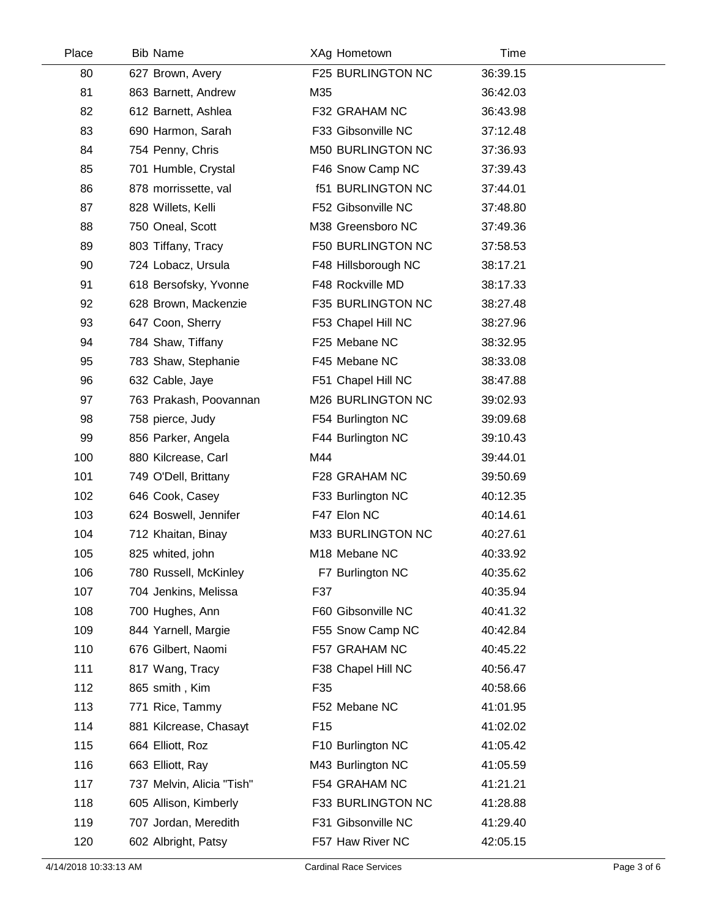| Place | Bib | Name | XAg | Hometown | Time |
|---|---|---|---|---|---|
| 80 | 627 | Brown, Avery | F25 | BURLINGTON NC | 36:39.15 |
| 81 | 863 | Barnett, Andrew | M35 | | 36:42.03 |
| 82 | 612 | Barnett, Ashlea | F32 | GRAHAM NC | 36:43.98 |
| 83 | 690 | Harmon, Sarah | F33 | Gibsonville NC | 37:12.48 |
| 84 | 754 | Penny, Chris | M50 | BURLINGTON NC | 37:36.93 |
| 85 | 701 | Humble, Crystal | F46 | Snow Camp NC | 37:39.43 |
| 86 | 878 | morrissette, val | f51 | BURLINGTON NC | 37:44.01 |
| 87 | 828 | Willets, Kelli | F52 | Gibsonville NC | 37:48.80 |
| 88 | 750 | Oneal, Scott | M38 | Greensboro NC | 37:49.36 |
| 89 | 803 | Tiffany, Tracy | F50 | BURLINGTON NC | 37:58.53 |
| 90 | 724 | Lobacz, Ursula | F48 | Hillsborough NC | 38:17.21 |
| 91 | 618 | Bersofsky, Yvonne | F48 | Rockville MD | 38:17.33 |
| 92 | 628 | Brown, Mackenzie | F35 | BURLINGTON NC | 38:27.48 |
| 93 | 647 | Coon, Sherry | F53 | Chapel Hill NC | 38:27.96 |
| 94 | 784 | Shaw, Tiffany | F25 | Mebane NC | 38:32.95 |
| 95 | 783 | Shaw, Stephanie | F45 | Mebane NC | 38:33.08 |
| 96 | 632 | Cable, Jaye | F51 | Chapel Hill NC | 38:47.88 |
| 97 | 763 | Prakash, Poovannan | M26 | BURLINGTON NC | 39:02.93 |
| 98 | 758 | pierce, Judy | F54 | Burlington NC | 39:09.68 |
| 99 | 856 | Parker, Angela | F44 | Burlington NC | 39:10.43 |
| 100 | 880 | Kilcrease, Carl | M44 | | 39:44.01 |
| 101 | 749 | O'Dell, Brittany | F28 | GRAHAM NC | 39:50.69 |
| 102 | 646 | Cook, Casey | F33 | Burlington NC | 40:12.35 |
| 103 | 624 | Boswell, Jennifer | F47 | Elon NC | 40:14.61 |
| 104 | 712 | Khaitan, Binay | M33 | BURLINGTON NC | 40:27.61 |
| 105 | 825 | whited, john | M18 | Mebane NC | 40:33.92 |
| 106 | 780 | Russell, McKinley | F7 | Burlington NC | 40:35.62 |
| 107 | 704 | Jenkins, Melissa | F37 | | 40:35.94 |
| 108 | 700 | Hughes, Ann | F60 | Gibsonville NC | 40:41.32 |
| 109 | 844 | Yarnell, Margie | F55 | Snow Camp NC | 40:42.84 |
| 110 | 676 | Gilbert, Naomi | F57 | GRAHAM NC | 40:45.22 |
| 111 | 817 | Wang, Tracy | F38 | Chapel Hill NC | 40:56.47 |
| 112 | 865 | smith , Kim | F35 | | 40:58.66 |
| 113 | 771 | Rice, Tammy | F52 | Mebane NC | 41:01.95 |
| 114 | 881 | Kilcrease, Chasayt | F15 | | 41:02.02 |
| 115 | 664 | Elliott, Roz | F10 | Burlington NC | 41:05.42 |
| 116 | 663 | Elliott, Ray | M43 | Burlington NC | 41:05.59 |
| 117 | 737 | Melvin, Alicia "Tish" | F54 | GRAHAM NC | 41:21.21 |
| 118 | 605 | Allison, Kimberly | F33 | BURLINGTON NC | 41:28.88 |
| 119 | 707 | Jordan, Meredith | F31 | Gibsonville NC | 41:29.40 |
| 120 | 602 | Albright, Patsy | F57 | Haw River NC | 42:05.15 |

4/14/2018 10:33:13 AM — Cardinal Race Services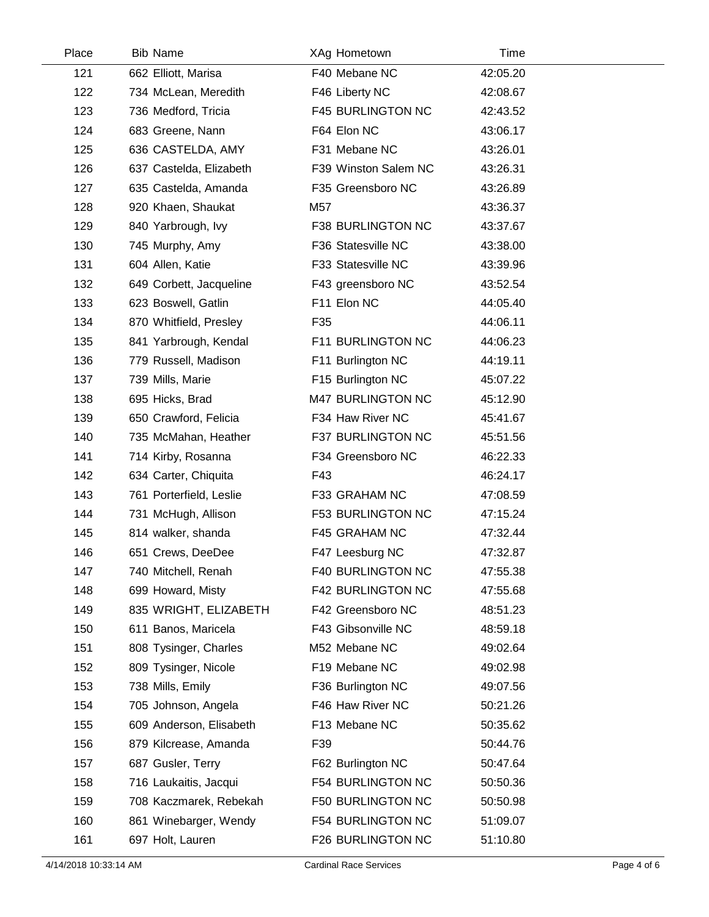| Place | Bib | Name | XAg | Hometown | Time |
|---|---|---|---|---|---|
| 121 | 662 | Elliott, Marisa | F40 | Mebane NC | 42:05.20 |
| 122 | 734 | McLean, Meredith | F46 | Liberty NC | 42:08.67 |
| 123 | 736 | Medford, Tricia | F45 | BURLINGTON NC | 42:43.52 |
| 124 | 683 | Greene, Nann | F64 | Elon NC | 43:06.17 |
| 125 | 636 | CASTELDA, AMY | F31 | Mebane NC | 43:26.01 |
| 126 | 637 | Castelda, Elizabeth | F39 | Winston Salem NC | 43:26.31 |
| 127 | 635 | Castelda, Amanda | F35 | Greensboro NC | 43:26.89 |
| 128 | 920 | Khaen, Shaukat | M57 | | 43:36.37 |
| 129 | 840 | Yarbrough, Ivy | F38 | BURLINGTON NC | 43:37.67 |
| 130 | 745 | Murphy, Amy | F36 | Statesville NC | 43:38.00 |
| 131 | 604 | Allen, Katie | F33 | Statesville NC | 43:39.96 |
| 132 | 649 | Corbett, Jacqueline | F43 | greensboro NC | 43:52.54 |
| 133 | 623 | Boswell, Gatlin | F11 | Elon NC | 44:05.40 |
| 134 | 870 | Whitfield, Presley | F35 | | 44:06.11 |
| 135 | 841 | Yarbrough, Kendal | F11 | BURLINGTON NC | 44:06.23 |
| 136 | 779 | Russell, Madison | F11 | Burlington NC | 44:19.11 |
| 137 | 739 | Mills, Marie | F15 | Burlington NC | 45:07.22 |
| 138 | 695 | Hicks, Brad | M47 | BURLINGTON NC | 45:12.90 |
| 139 | 650 | Crawford, Felicia | F34 | Haw River NC | 45:41.67 |
| 140 | 735 | McMahan, Heather | F37 | BURLINGTON NC | 45:51.56 |
| 141 | 714 | Kirby, Rosanna | F34 | Greensboro NC | 46:22.33 |
| 142 | 634 | Carter, Chiquita | F43 | | 46:24.17 |
| 143 | 761 | Porterfield, Leslie | F33 | GRAHAM NC | 47:08.59 |
| 144 | 731 | McHugh, Allison | F53 | BURLINGTON NC | 47:15.24 |
| 145 | 814 | walker, shanda | F45 | GRAHAM NC | 47:32.44 |
| 146 | 651 | Crews, DeeDee | F47 | Leesburg NC | 47:32.87 |
| 147 | 740 | Mitchell, Renah | F40 | BURLINGTON NC | 47:55.38 |
| 148 | 699 | Howard, Misty | F42 | BURLINGTON NC | 47:55.68 |
| 149 | 835 | WRIGHT, ELIZABETH | F42 | Greensboro NC | 48:51.23 |
| 150 | 611 | Banos, Maricela | F43 | Gibsonville NC | 48:59.18 |
| 151 | 808 | Tysinger, Charles | M52 | Mebane NC | 49:02.64 |
| 152 | 809 | Tysinger, Nicole | F19 | Mebane NC | 49:02.98 |
| 153 | 738 | Mills, Emily | F36 | Burlington NC | 49:07.56 |
| 154 | 705 | Johnson, Angela | F46 | Haw River NC | 50:21.26 |
| 155 | 609 | Anderson, Elisabeth | F13 | Mebane NC | 50:35.62 |
| 156 | 879 | Kilcrease, Amanda | F39 | | 50:44.76 |
| 157 | 687 | Gusler, Terry | F62 | Burlington NC | 50:47.64 |
| 158 | 716 | Laukaitis, Jacqui | F54 | BURLINGTON NC | 50:50.36 |
| 159 | 708 | Kaczmarek, Rebekah | F50 | BURLINGTON NC | 50:50.98 |
| 160 | 861 | Winebarger, Wendy | F54 | BURLINGTON NC | 51:09.07 |
| 161 | 697 | Holt, Lauren | F26 | BURLINGTON NC | 51:10.80 |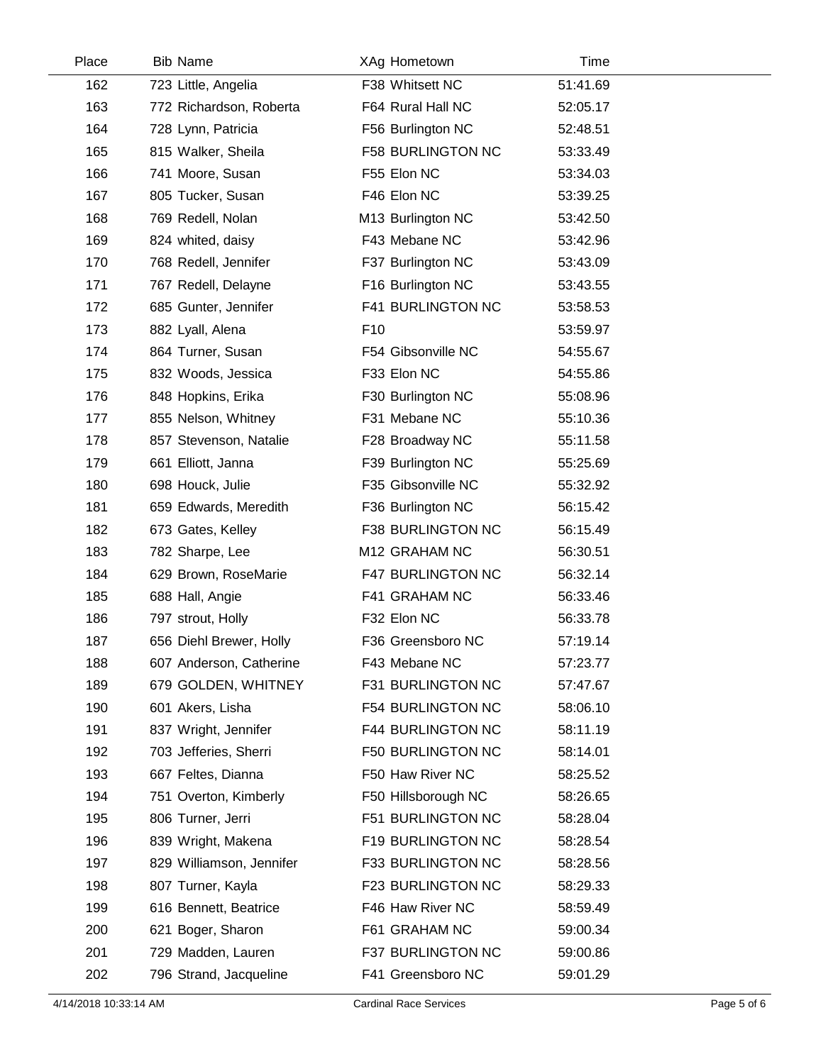| Place | Bib | Name | XAg | Hometown | Time |
|---|---|---|---|---|---|
| 162 | 723 | Little, Angelia | F38 | Whitsett NC | 51:41.69 |
| 163 | 772 | Richardson, Roberta | F64 | Rural Hall NC | 52:05.17 |
| 164 | 728 | Lynn, Patricia | F56 | Burlington NC | 52:48.51 |
| 165 | 815 | Walker, Sheila | F58 | BURLINGTON NC | 53:33.49 |
| 166 | 741 | Moore, Susan | F55 | Elon NC | 53:34.03 |
| 167 | 805 | Tucker, Susan | F46 | Elon NC | 53:39.25 |
| 168 | 769 | Redell, Nolan | M13 | Burlington NC | 53:42.50 |
| 169 | 824 | whited, daisy | F43 | Mebane NC | 53:42.96 |
| 170 | 768 | Redell, Jennifer | F37 | Burlington NC | 53:43.09 |
| 171 | 767 | Redell, Delayne | F16 | Burlington NC | 53:43.55 |
| 172 | 685 | Gunter, Jennifer | F41 | BURLINGTON NC | 53:58.53 |
| 173 | 882 | Lyall, Alena | F10 | | 53:59.97 |
| 174 | 864 | Turner, Susan | F54 | Gibsonville NC | 54:55.67 |
| 175 | 832 | Woods, Jessica | F33 | Elon NC | 54:55.86 |
| 176 | 848 | Hopkins, Erika | F30 | Burlington NC | 55:08.96 |
| 177 | 855 | Nelson, Whitney | F31 | Mebane NC | 55:10.36 |
| 178 | 857 | Stevenson, Natalie | F28 | Broadway NC | 55:11.58 |
| 179 | 661 | Elliott, Janna | F39 | Burlington NC | 55:25.69 |
| 180 | 698 | Houck, Julie | F35 | Gibsonville NC | 55:32.92 |
| 181 | 659 | Edwards, Meredith | F36 | Burlington NC | 56:15.42 |
| 182 | 673 | Gates, Kelley | F38 | BURLINGTON NC | 56:15.49 |
| 183 | 782 | Sharpe, Lee | M12 | GRAHAM NC | 56:30.51 |
| 184 | 629 | Brown, RoseMarie | F47 | BURLINGTON NC | 56:32.14 |
| 185 | 688 | Hall, Angie | F41 | GRAHAM NC | 56:33.46 |
| 186 | 797 | strout, Holly | F32 | Elon NC | 56:33.78 |
| 187 | 656 | Diehl Brewer, Holly | F36 | Greensboro NC | 57:19.14 |
| 188 | 607 | Anderson, Catherine | F43 | Mebane NC | 57:23.77 |
| 189 | 679 | GOLDEN, WHITNEY | F31 | BURLINGTON NC | 57:47.67 |
| 190 | 601 | Akers, Lisha | F54 | BURLINGTON NC | 58:06.10 |
| 191 | 837 | Wright, Jennifer | F44 | BURLINGTON NC | 58:11.19 |
| 192 | 703 | Jefferies, Sherri | F50 | BURLINGTON NC | 58:14.01 |
| 193 | 667 | Feltes, Dianna | F50 | Haw River NC | 58:25.52 |
| 194 | 751 | Overton, Kimberly | F50 | Hillsborough NC | 58:26.65 |
| 195 | 806 | Turner, Jerri | F51 | BURLINGTON NC | 58:28.04 |
| 196 | 839 | Wright, Makena | F19 | BURLINGTON NC | 58:28.54 |
| 197 | 829 | Williamson, Jennifer | F33 | BURLINGTON NC | 58:28.56 |
| 198 | 807 | Turner, Kayla | F23 | BURLINGTON NC | 58:29.33 |
| 199 | 616 | Bennett, Beatrice | F46 | Haw River NC | 58:59.49 |
| 200 | 621 | Boger, Sharon | F61 | GRAHAM NC | 59:00.34 |
| 201 | 729 | Madden, Lauren | F37 | BURLINGTON NC | 59:00.86 |
| 202 | 796 | Strand, Jacqueline | F41 | Greensboro NC | 59:01.29 |

4/14/2018 10:33:14 AM Cardinal Race Services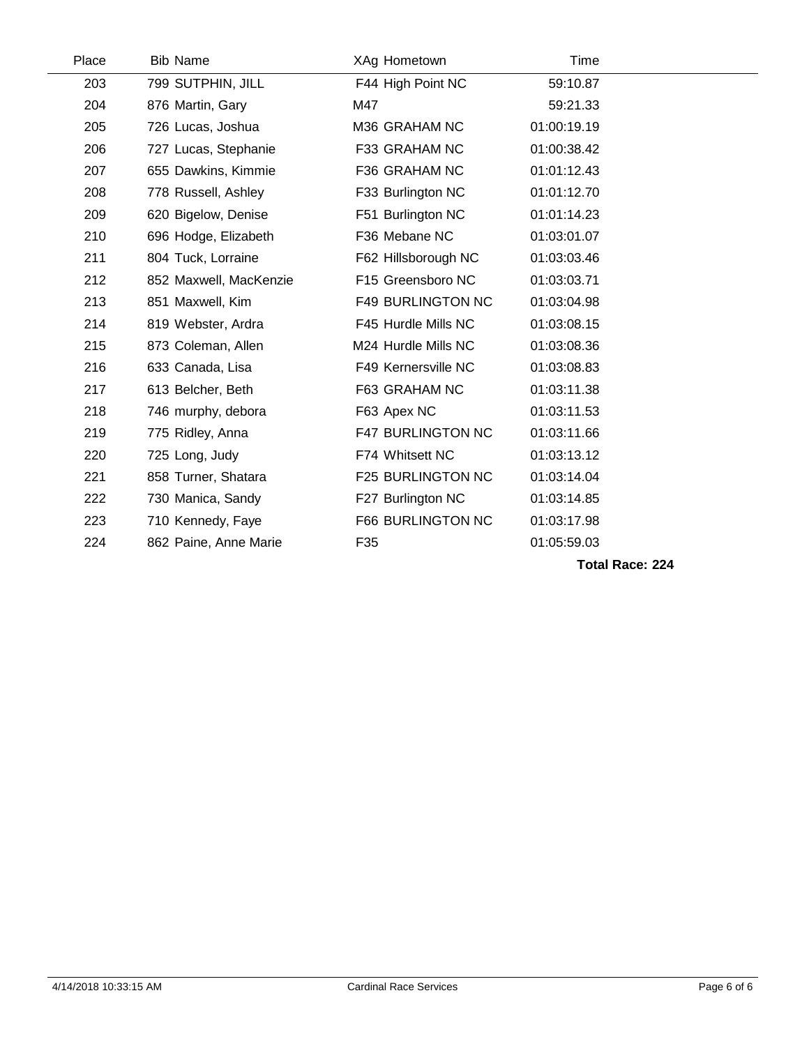| Place | Bib | Name | XAg | Hometown | Time |
|---|---|---|---|---|---|
| 203 | 799 | SUTPHIN, JILL | F44 | High Point NC | 59:10.87 |
| 204 | 876 | Martin, Gary | M47 | | 59:21.33 |
| 205 | 726 | Lucas, Joshua | M36 | GRAHAM NC | 01:00:19.19 |
| 206 | 727 | Lucas, Stephanie | F33 | GRAHAM NC | 01:00:38.42 |
| 207 | 655 | Dawkins, Kimmie | F36 | GRAHAM NC | 01:01:12.43 |
| 208 | 778 | Russell, Ashley | F33 | Burlington NC | 01:01:12.70 |
| 209 | 620 | Bigelow, Denise | F51 | Burlington NC | 01:01:14.23 |
| 210 | 696 | Hodge, Elizabeth | F36 | Mebane NC | 01:03:01.07 |
| 211 | 804 | Tuck, Lorraine | F62 | Hillsborough NC | 01:03:03.46 |
| 212 | 852 | Maxwell, MacKenzie | F15 | Greensboro NC | 01:03:03.71 |
| 213 | 851 | Maxwell, Kim | F49 | BURLINGTON NC | 01:03:04.98 |
| 214 | 819 | Webster, Ardra | F45 | Hurdle Mills NC | 01:03:08.15 |
| 215 | 873 | Coleman, Allen | M24 | Hurdle Mills NC | 01:03:08.36 |
| 216 | 633 | Canada, Lisa | F49 | Kernersville NC | 01:03:08.83 |
| 217 | 613 | Belcher, Beth | F63 | GRAHAM NC | 01:03:11.38 |
| 218 | 746 | murphy, debora | F63 | Apex NC | 01:03:11.53 |
| 219 | 775 | Ridley, Anna | F47 | BURLINGTON NC | 01:03:11.66 |
| 220 | 725 | Long, Judy | F74 | Whitsett NC | 01:03:13.12 |
| 221 | 858 | Turner, Shatara | F25 | BURLINGTON NC | 01:03:14.04 |
| 222 | 730 | Manica, Sandy | F27 | Burlington NC | 01:03:14.85 |
| 223 | 710 | Kennedy, Faye | F66 | BURLINGTON NC | 01:03:17.98 |
| 224 | 862 | Paine, Anne Marie | F35 | | 01:05:59.03 |

**Total Race: 224**

4/14/2018 10:33:15 AM Cardinal Race Services